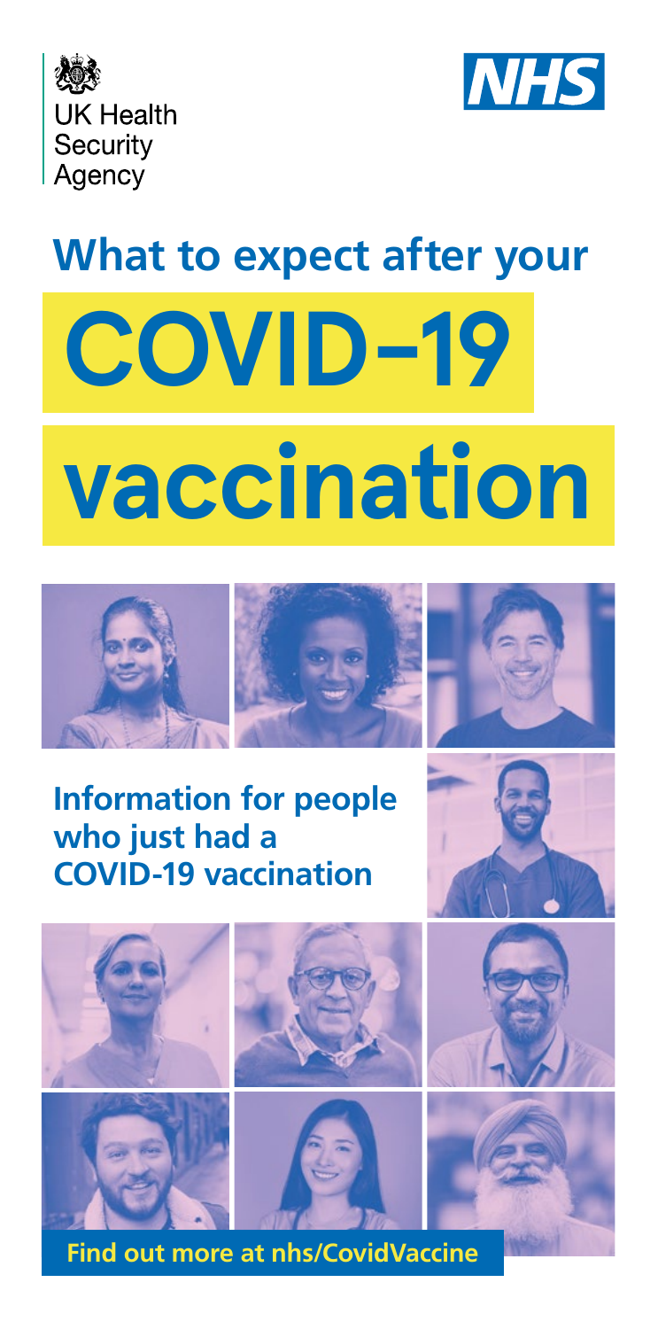UK Health Security Agency

NHS

# What to expect after your COVID-19 vaccination

## Information for people who just had a COVID-19 vaccination

**Find out more at nhs/CovidVaccine**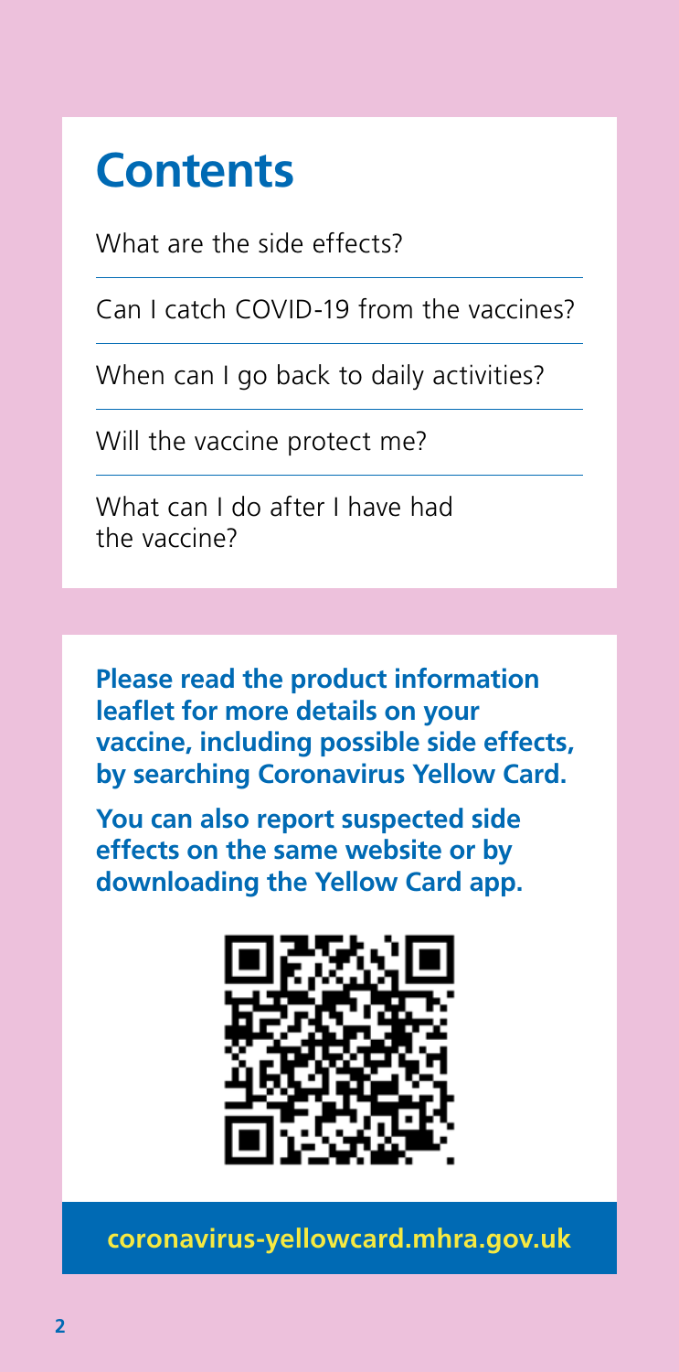# Contents

What are the side effects?

Can I catch COVID-19 from the vaccines?

When can I go back to daily activities?

Will the vaccine protect me?

What can I do after I have had the vaccine?

**Please read the product information leaflet for more details on your vaccine, including possible side effects, by searching Coronavirus Yellow Card.**

**You can also report suspected side effects on the same website or by downloading the Yellow Card app.**

**coronavirus-yellowcard.mhra.gov.uk**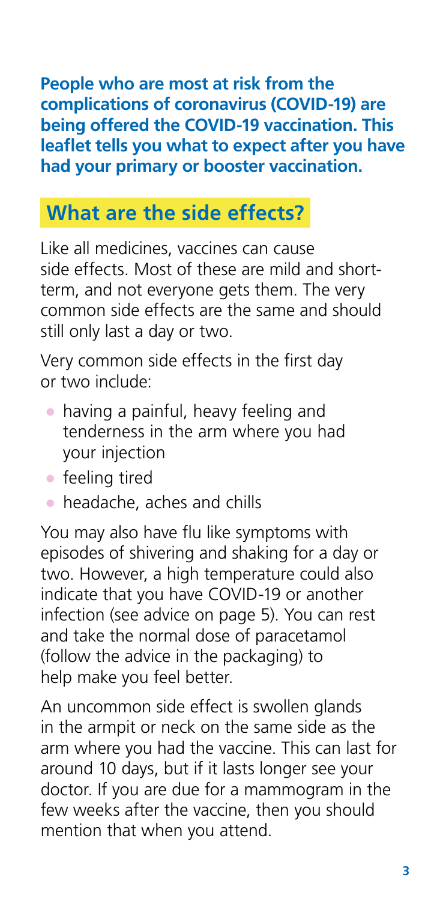**People who are most at risk from the complications of coronavirus (COVID-19) are being offered the COVID-19 vaccination. This leaflet tells you what to expect after you have had your primary or booster vaccination.**

## What are the side effects?

Like all medicines, vaccines can cause side effects. Most of these are mild and short-term, and not everyone gets them. The very common side effects are the same and should still only last a day or two.

Very common side effects in the first day or two include:

- having a painful, heavy feeling and tenderness in the arm where you had your injection
- feeling tired
- headache, aches and chills

You may also have flu like symptoms with episodes of shivering and shaking for a day or two. However, a high temperature could also indicate that you have COVID-19 or another infection (see advice on page 5). You can rest and take the normal dose of paracetamol (follow the advice in the packaging) to help make you feel better.

An uncommon side effect is swollen glands in the armpit or neck on the same side as the arm where you had the vaccine. This can last for around 10 days, but if it lasts longer see your doctor. If you are due for a mammogram in the few weeks after the vaccine, then you should mention that when you attend.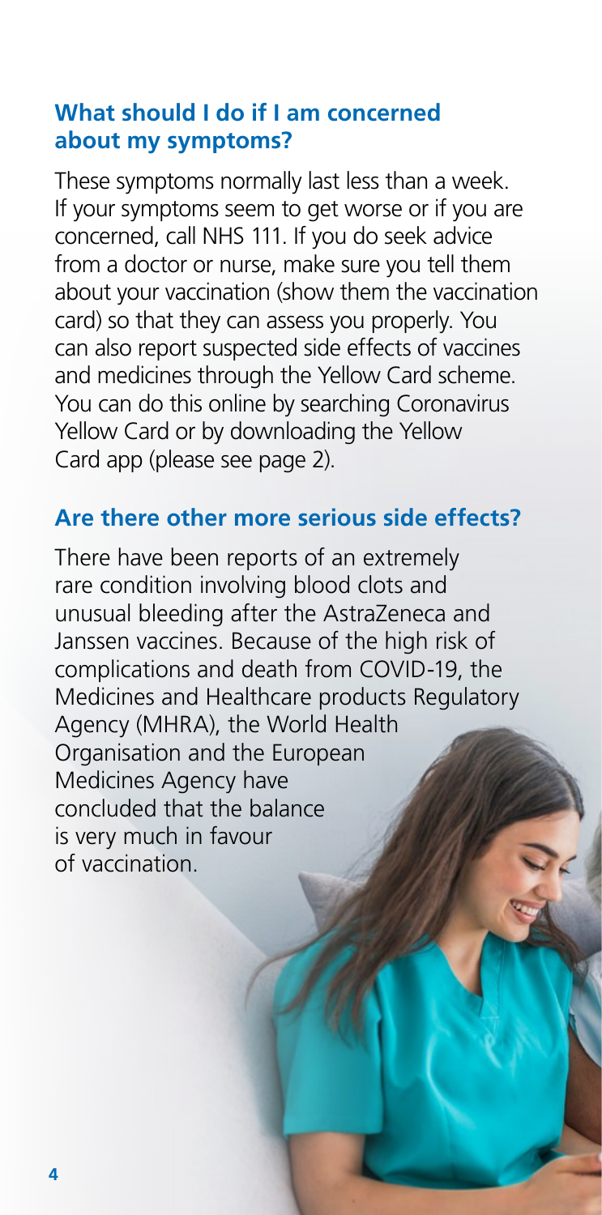## What should I do if I am concerned about my symptoms?

These symptoms normally last less than a week. If your symptoms seem to get worse or if you are concerned, call NHS 111. If you do seek advice from a doctor or nurse, make sure you tell them about your vaccination (show them the vaccination card) so that they can assess you properly. You can also report suspected side effects of vaccines and medicines through the Yellow Card scheme. You can do this online by searching Coronavirus Yellow Card or by downloading the Yellow Card app (please see page 2).

## Are there other more serious side effects?

There have been reports of an extremely rare condition involving blood clots and unusual bleeding after the AstraZeneca and Janssen vaccines. Because of the high risk of complications and death from COVID-19, the Medicines and Healthcare products Regulatory Agency (MHRA), the World Health Organisation and the European Medicines Agency have concluded that the balance is very much in favour of vaccination.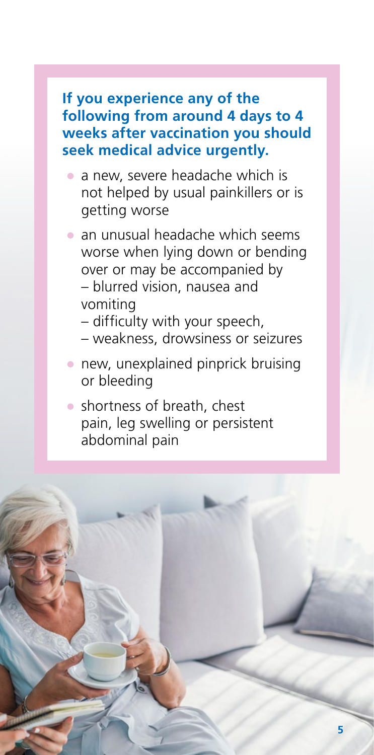**If you experience any of the following from around 4 days to 4 weeks after vaccination you should seek medical advice urgently.**

- a new, severe headache which is not helped by usual painkillers or is getting worse
- an unusual headache which seems worse when lying down or bending over or may be accompanied by
  – blurred vision, nausea and vomiting
  – difficulty with your speech,
  – weakness, drowsiness or seizures
- new, unexplained pinprick bruising or bleeding
- shortness of breath, chest pain, leg swelling or persistent abdominal pain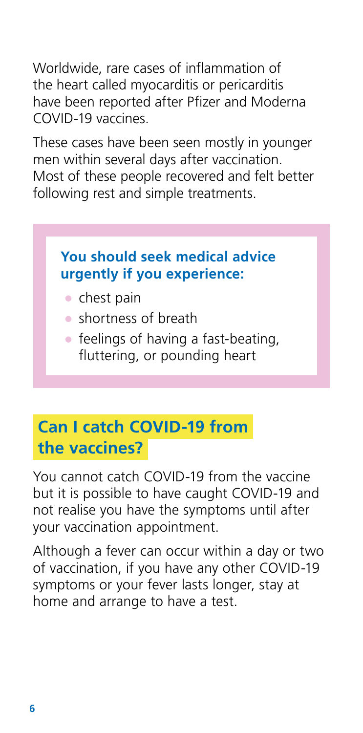Worldwide, rare cases of inflammation of the heart called myocarditis or pericarditis have been reported after Pfizer and Moderna COVID-19 vaccines.

These cases have been seen mostly in younger men within several days after vaccination. Most of these people recovered and felt better following rest and simple treatments.

**You should seek medical advice urgently if you experience:**

- chest pain
- shortness of breath
- feelings of having a fast-beating, fluttering, or pounding heart

## Can I catch COVID-19 from the vaccines?

You cannot catch COVID-19 from the vaccine but it is possible to have caught COVID-19 and not realise you have the symptoms until after your vaccination appointment.

Although a fever can occur within a day or two of vaccination, if you have any other COVID-19 symptoms or your fever lasts longer, stay at home and arrange to have a test.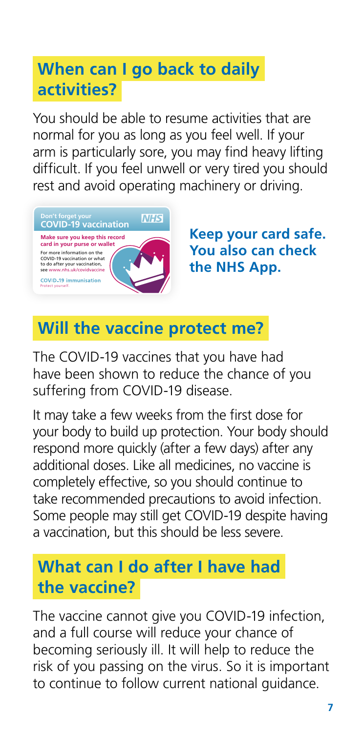## When can I go back to daily activities?

You should be able to resume activities that are normal for you as long as you feel well. If your arm is particularly sore, you may find heavy lifting difficult. If you feel unwell or very tired you should rest and avoid operating machinery or driving.

Don't forget your COVID-19 vaccination

Make sure you keep this record card in your purse or wallet

For more information on the COVID-19 vaccination or what to do after your vaccination, see www.nhs.uk/covidvaccine

COVID-19 immunisation
Protect yourself.

**Keep your card safe. You also can check the NHS App.**

## Will the vaccine protect me?

The COVID-19 vaccines that you have had have been shown to reduce the chance of you suffering from COVID-19 disease.

It may take a few weeks from the first dose for your body to build up protection. Your body should respond more quickly (after a few days) after any additional doses. Like all medicines, no vaccine is completely effective, so you should continue to take recommended precautions to avoid infection. Some people may still get COVID-19 despite having a vaccination, but this should be less severe.

## What can I do after I have had the vaccine?

The vaccine cannot give you COVID-19 infection, and a full course will reduce your chance of becoming seriously ill. It will help to reduce the risk of you passing on the virus. So it is important to continue to follow current national guidance.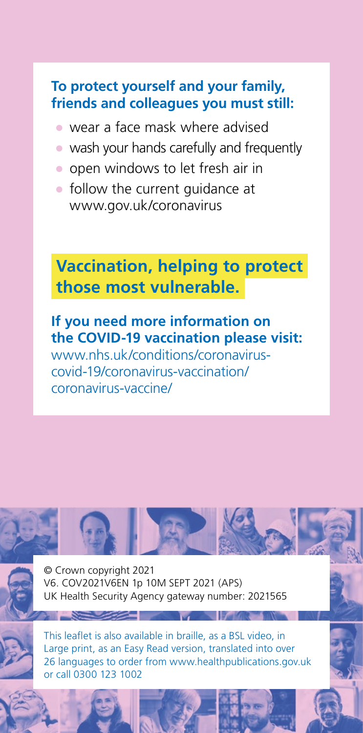**To protect yourself and your family, friends and colleagues you must still:**

- wear a face mask where advised
- wash your hands carefully and frequently
- open windows to let fresh air in
- follow the current guidance at www.gov.uk/coronavirus

## Vaccination, helping to protect those most vulnerable.

**If you need more information on the COVID-19 vaccination please visit:**
www.nhs.uk/conditions/coronavirus-covid-19/coronavirus-vaccination/coronavirus-vaccine/

© Crown copyright 2021
V6. COV2021V6EN 1p 10M SEPT 2021 (APS)
UK Health Security Agency gateway number: 2021565

This leaflet is also available in braille, as a BSL video, in Large print, as an Easy Read version, translated into over 26 languages to order from www.healthpublications.gov.uk or call 0300 123 1002